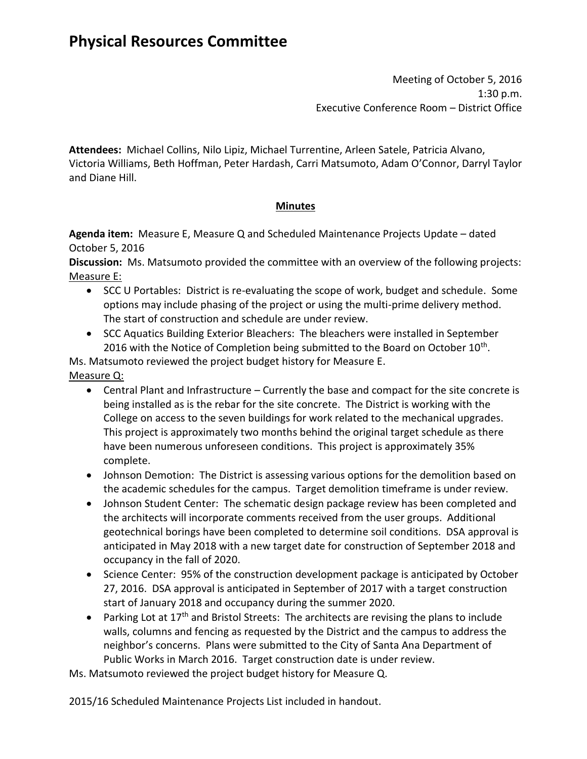# Physical Resources Committee

Meeting of October 5, 2016
1:30 p.m.
Executive Conference Room – District Office

**Attendees:** Michael Collins, Nilo Lipiz, Michael Turrentine, Arleen Satele, Patricia Alvano, Victoria Williams, Beth Hoffman, Peter Hardash, Carri Matsumoto, Adam O'Connor, Darryl Taylor and Diane Hill.

## Minutes

**Agenda item:** Measure E, Measure Q and Scheduled Maintenance Projects Update – dated October 5, 2016

**Discussion:** Ms. Matsumoto provided the committee with an overview of the following projects:

Measure E:

- SCC U Portables: District is re-evaluating the scope of work, budget and schedule. Some options may include phasing of the project or using the multi-prime delivery method. The start of construction and schedule are under review.
- SCC Aquatics Building Exterior Bleachers: The bleachers were installed in September 2016 with the Notice of Completion being submitted to the Board on October 10th.

Ms. Matsumoto reviewed the project budget history for Measure E.

Measure Q:

- Central Plant and Infrastructure – Currently the base and compact for the site concrete is being installed as is the rebar for the site concrete. The District is working with the College on access to the seven buildings for work related to the mechanical upgrades. This project is approximately two months behind the original target schedule as there have been numerous unforeseen conditions. This project is approximately 35% complete.
- Johnson Demotion: The District is assessing various options for the demolition based on the academic schedules for the campus. Target demolition timeframe is under review.
- Johnson Student Center: The schematic design package review has been completed and the architects will incorporate comments received from the user groups. Additional geotechnical borings have been completed to determine soil conditions. DSA approval is anticipated in May 2018 with a new target date for construction of September 2018 and occupancy in the fall of 2020.
- Science Center: 95% of the construction development package is anticipated by October 27, 2016. DSA approval is anticipated in September of 2017 with a target construction start of January 2018 and occupancy during the summer 2020.
- Parking Lot at 17th and Bristol Streets: The architects are revising the plans to include walls, columns and fencing as requested by the District and the campus to address the neighbor's concerns. Plans were submitted to the City of Santa Ana Department of Public Works in March 2016. Target construction date is under review.

Ms. Matsumoto reviewed the project budget history for Measure Q.

2015/16 Scheduled Maintenance Projects List included in handout.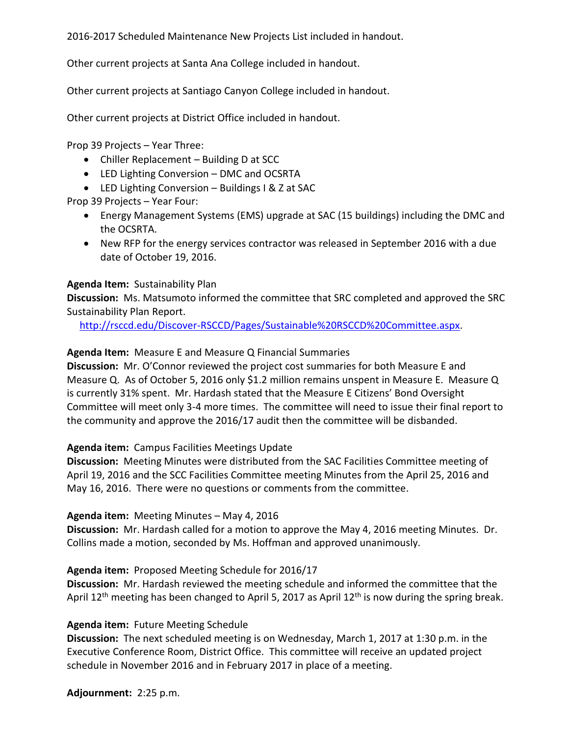2016-2017 Scheduled Maintenance New Projects List included in handout.

Other current projects at Santa Ana College included in handout.

Other current projects at Santiago Canyon College included in handout.

Other current projects at District Office included in handout.

Prop 39 Projects – Year Three:

- Chiller Replacement – Building D at SCC
- LED Lighting Conversion – DMC and OCSRTA
- LED Lighting Conversion – Buildings I & Z at SAC

Prop 39 Projects – Year Four:

- Energy Management Systems (EMS) upgrade at SAC (15 buildings) including the DMC and the OCSRTA.
- New RFP for the energy services contractor was released in September 2016 with a due date of October 19, 2016.

**Agenda Item:** Sustainability Plan
**Discussion:** Ms. Matsumoto informed the committee that SRC completed and approved the SRC Sustainability Plan Report.
[http://rsccd.edu/Discover-RSCCD/Pages/Sustainable%20RSCCD%20Committee.aspx](http://rsccd.edu/Discover-RSCCD/Pages/Sustainable%20RSCCD%20Committee.aspx).

**Agenda Item:** Measure E and Measure Q Financial Summaries
**Discussion:** Mr. O'Connor reviewed the project cost summaries for both Measure E and Measure Q. As of October 5, 2016 only $1.2 million remains unspent in Measure E. Measure Q is currently 31% spent. Mr. Hardash stated that the Measure E Citizens' Bond Oversight Committee will meet only 3-4 more times. The committee will need to issue their final report to the community and approve the 2016/17 audit then the committee will be disbanded.

**Agenda item:** Campus Facilities Meetings Update
**Discussion:** Meeting Minutes were distributed from the SAC Facilities Committee meeting of April 19, 2016 and the SCC Facilities Committee meeting Minutes from the April 25, 2016 and May 16, 2016. There were no questions or comments from the committee.

**Agenda item:** Meeting Minutes – May 4, 2016
**Discussion:** Mr. Hardash called for a motion to approve the May 4, 2016 meeting Minutes. Dr. Collins made a motion, seconded by Ms. Hoffman and approved unanimously.

**Agenda item:** Proposed Meeting Schedule for 2016/17
**Discussion:** Mr. Hardash reviewed the meeting schedule and informed the committee that the April 12th meeting has been changed to April 5, 2017 as April 12th is now during the spring break.

**Agenda item:** Future Meeting Schedule
**Discussion:** The next scheduled meeting is on Wednesday, March 1, 2017 at 1:30 p.m. in the Executive Conference Room, District Office. This committee will receive an updated project schedule in November 2016 and in February 2017 in place of a meeting.

**Adjournment:** 2:25 p.m.